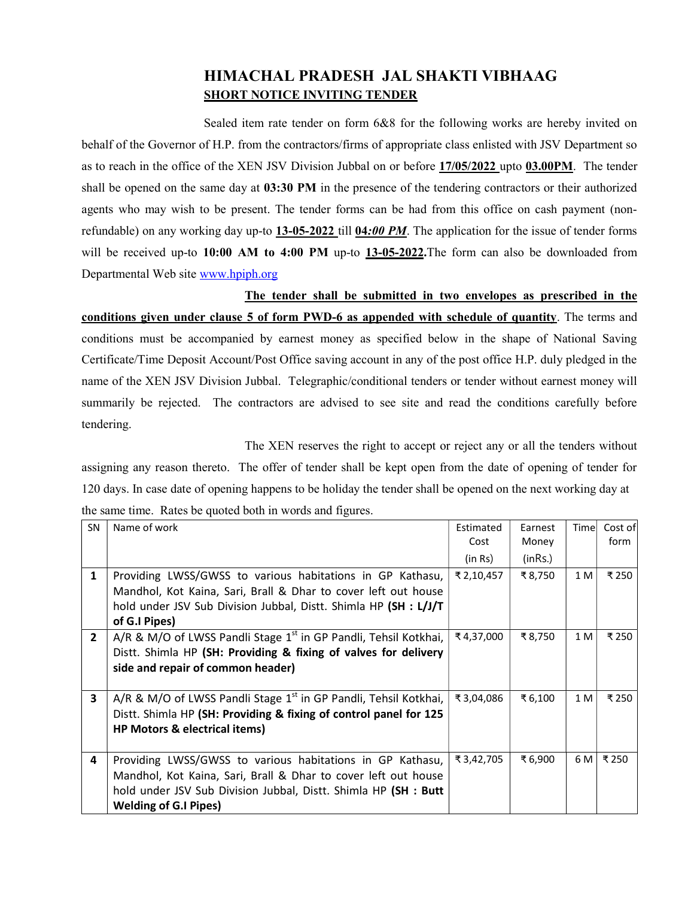# HIMACHAL PRADESH JAL SHAKTI VIBHAAG

## SHORT NOTICE INVITING TENDER

Sealed item rate tender on form 6&8 for the following works are hereby invited on behalf of the Governor of H.P. from the contractors/firms of appropriate class enlisted with JSV Department so as to reach in the office of the XEN JSV Division Jubbal on or before **17/05/2022** upto **03.00PM**. The tender shall be opened on the same day at **03:30 PM** in the presence of the tendering contractors or their authorized agents who may wish to be present. The tender forms can be had from this office on cash payment (non-refundable) on any working day up-to **13-05-2022** till ***04:00 PM***. The application for the issue of tender forms will be received up-to **10:00 AM to 4:00 PM** up-to **13-05-2022.**The form can also be downloaded from Departmental Web site www.hpiph.org

**The tender shall be submitted in two envelopes as prescribed in the conditions given under clause 5 of form PWD-6 as appended with schedule of quantity**. The terms and conditions must be accompanied by earnest money as specified below in the shape of National Saving Certificate/Time Deposit Account/Post Office saving account in any of the post office H.P. duly pledged in the name of the XEN JSV Division Jubbal. Telegraphic/conditional tenders or tender without earnest money will summarily be rejected. The contractors are advised to see site and read the conditions carefully before tendering.

The XEN reserves the right to accept or reject any or all the tenders without assigning any reason thereto. The offer of tender shall be kept open from the date of opening of tender for 120 days. In case date of opening happens to be holiday the tender shall be opened on the next working day at the same time. Rates be quoted both in words and figures.

| SN | Name of work | Estimated Cost (in Rs) | Earnest Money (inRs.) | Time | Cost of form |
|---|---|---|---|---|---|
| **1** | Providing LWSS/GWSS to various habitations in GP Kathasu, Mandhol, Kot Kaina, Sari, Brall & Dhar to cover left out house hold under JSV Sub Division Jubbal, Distt. Shimla HP **(SH : L/J/T of G.I Pipes)** | ₹ 2,10,457 | ₹ 8,750 | 1 M | ₹ 250 |
| **2** | A/R & M/O of LWSS Pandli Stage 1st in GP Pandli, Tehsil Kotkhai, Distt. Shimla HP **(SH: Providing & fixing of valves for delivery side and repair of common header)** | ₹ 4,37,000 | ₹ 8,750 | 1 M | ₹ 250 |
| **3** | A/R & M/O of LWSS Pandli Stage 1st in GP Pandli, Tehsil Kotkhai, Distt. Shimla HP **(SH: Providing & fixing of control panel for 125 HP Motors & electrical items)** | ₹ 3,04,086 | ₹ 6,100 | 1 M | ₹ 250 |
| **4** | Providing LWSS/GWSS to various habitations in GP Kathasu, Mandhol, Kot Kaina, Sari, Brall & Dhar to cover left out house hold under JSV Sub Division Jubbal, Distt. Shimla HP **(SH : Butt Welding of G.I Pipes)** | ₹ 3,42,705 | ₹ 6,900 | 6 M | ₹ 250 |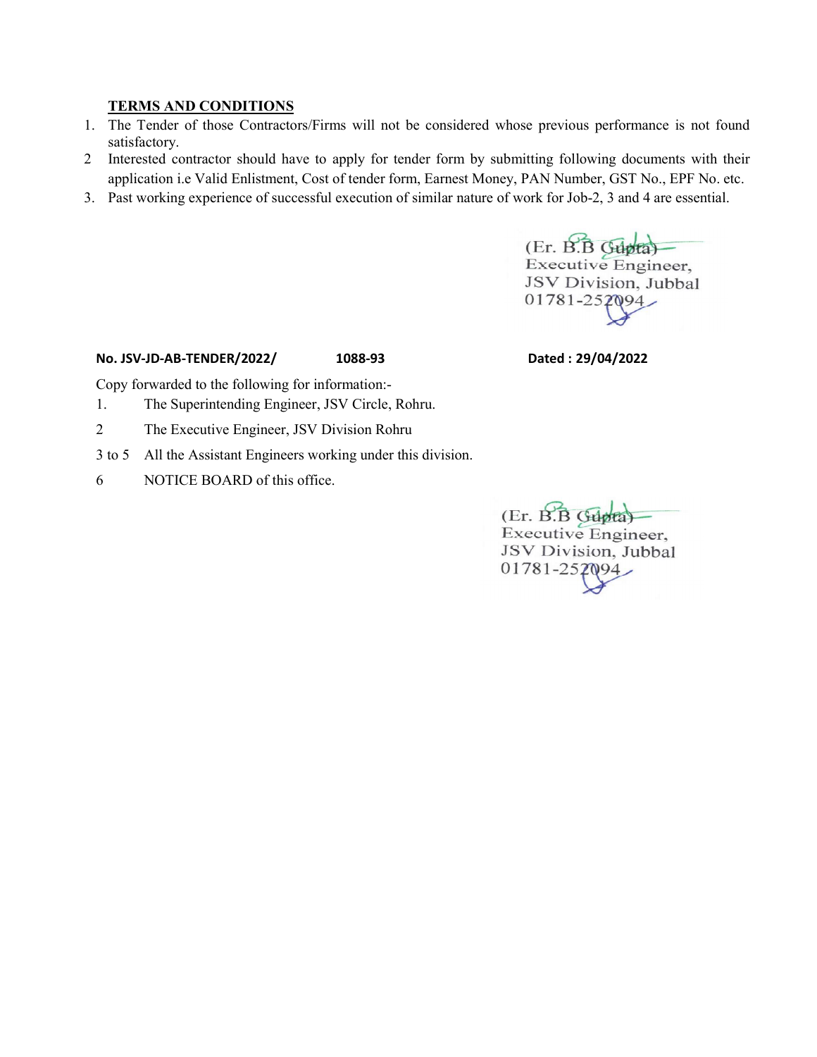**TERMS AND CONDITIONS**

1. The Tender of those Contractors/Firms will not be considered whose previous performance is not found satisfactory.
2. Interested contractor should have to apply for tender form by submitting following documents with their application i.e Valid Enlistment, Cost of tender form, Earnest Money, PAN Number, GST No., EPF No. etc.
3. Past working experience of successful execution of similar nature of work for Job-2, 3 and 4 are essential.

(Er. B.B Gupta)
Executive Engineer,
JSV Division, Jubbal
01781-252094

**No. JSV-JD-AB-TENDER/2022/ 1088-93** **Dated : 29/04/2022**

Copy forwarded to the following for information:-

1. The Superintending Engineer, JSV Circle, Rohru.
2. The Executive Engineer, JSV Division Rohru

3 to 5 All the Assistant Engineers working under this division.

6 NOTICE BOARD of this office.

(Er. B.B Gupta)
Executive Engineer,
JSV Division, Jubbal
01781-252094